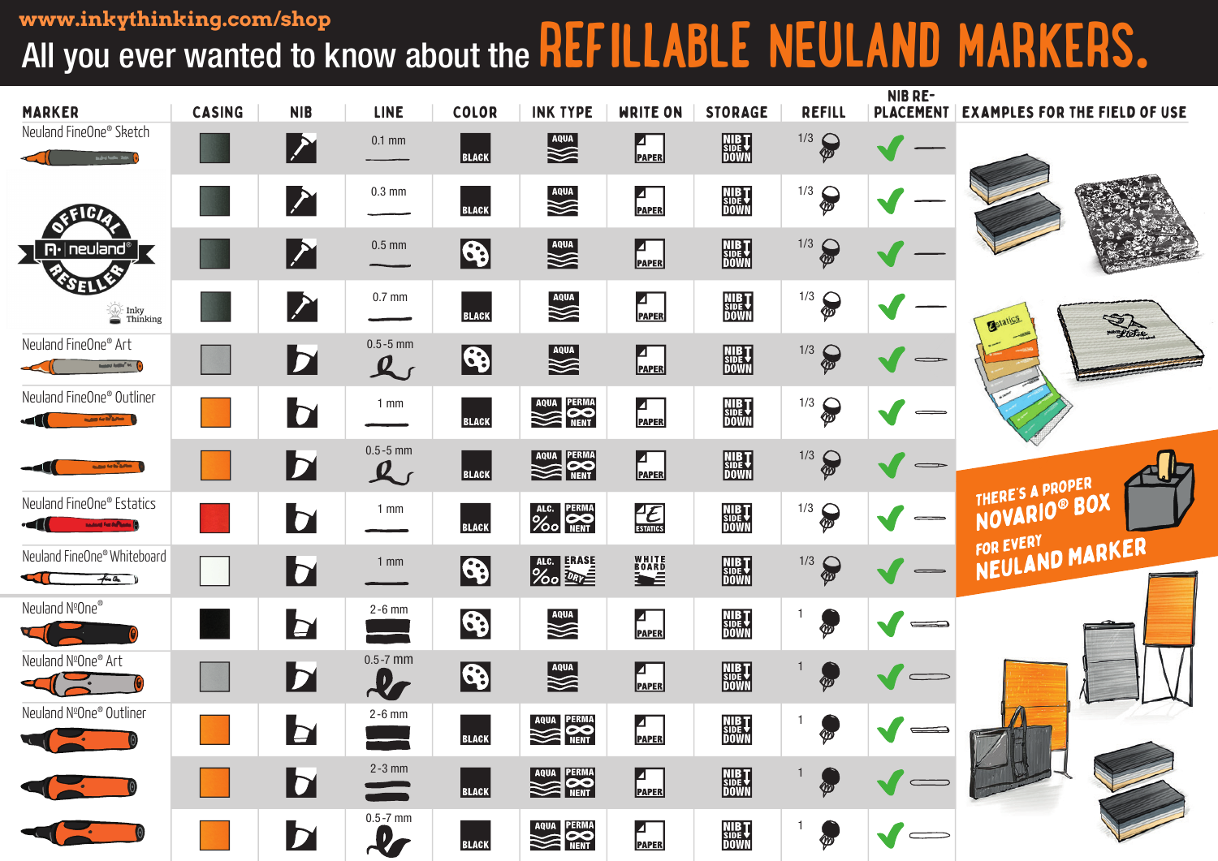www.inkythinking.com/shop

# All you ever wanted to know about the REFILLABLE NEULAND MARKERS.

| MARKER | CASING | NIB | LINE | COLOR | INK TYPE | WRITE ON | STORAGE | REFILL | NIB RE-PLACEMENT |
|---|---|---|---|---|---|---|---|---|---|
| Neuland FineOne® Sketch | | | 0.1 mm | BLACK | AQUA | PAPER | NIB SIDE DOWN | 1/3 | ✔ |
| | | | 0.3 mm | BLACK | AQUA | PAPER | NIB SIDE DOWN | 1/3 | ✔ |
| | | | 0.5 mm | | AQUA | PAPER | NIB SIDE DOWN | 1/3 | ✔ |
| | | | 0.7 mm | BLACK | AQUA | PAPER | NIB SIDE DOWN | 1/3 | ✔ |
| Neuland FineOne® Art | | | 0.5-5 mm | | AQUA | PAPER | NIB SIDE DOWN | 1/3 | ✔ |
| Neuland FineOne® Outliner | | | 1 mm | BLACK | AQUA / PERMANENT | PAPER | NIB SIDE DOWN | 1/3 | ✔ |
| | | | 0.5-5 mm | BLACK | AQUA / PERMANENT | PAPER | NIB SIDE DOWN | 1/3 | ✔ |
| Neuland FineOne® Estatics | | | 1 mm | BLACK | ALC. / PERMANENT | ESTATICS | NIB SIDE DOWN | 1/3 | ✔ |
| Neuland FineOne® Whiteboard | | | 1 mm | | ALC. / ERASE DRY | WHITE BOARD | NIB SIDE DOWN | 1/3 | ✔ |
| Neuland NºOne® | | | 2-6 mm | | AQUA | PAPER | NIB SIDE DOWN | 1 | ✔ |
| Neuland NºOne® Art | | | 0.5-7 mm | | AQUA | PAPER | NIB SIDE DOWN | 1 | ✔ |
| Neuland NºOne® Outliner | | | 2-6 mm | BLACK | AQUA / PERMANENT | PAPER | NIB SIDE DOWN | 1 | ✔ |
| | | | 2-3 mm | BLACK | AQUA / PERMANENT | PAPER | NIB SIDE DOWN | 1 | ✔ |
| | | | 0.5-7 mm | BLACK | AQUA / PERMANENT | PAPER | NIB SIDE DOWN | 1 | ✔ |

OFFICIAL neuland® RESELLER — Inky Thinking

EXAMPLES FOR THE FIELD OF USE

THERE'S A PROPER NOVARIO® BOX FOR EVERY NEULAND MARKER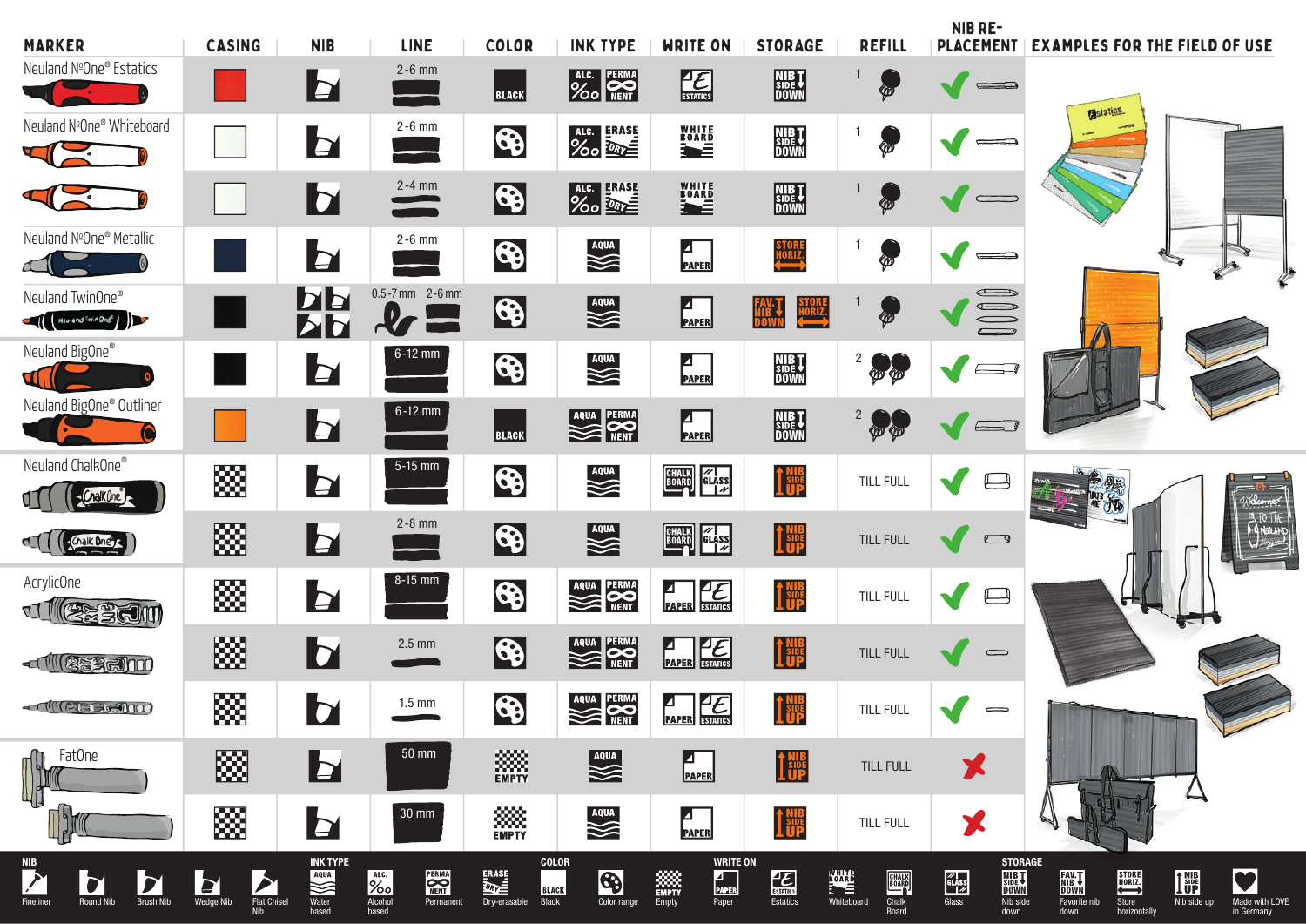| MARKER | CASING | NIB | LINE | COLOR | INK TYPE | WRITE ON | STORAGE | REFILL | NIB RE-PLACEMENT | EXAMPLES FOR THE FIELD OF USE |
|---|---|---|---|---|---|---|---|---|---|---|
| Neuland NºOne® Estatics | | | 2-6 mm | BLACK | ALC. PERMANENT | ESTATICS | NIB SIDE DOWN | 1 | ✔ | |
| Neuland NºOne® Whiteboard | | | 2-6 mm | | ALC. ERASE DRY | WHITE BOARD | NIB SIDE DOWN | 1 | ✔ | |
| | | | 2-4 mm | | ALC. ERASE DRY | WHITE BOARD | NIB SIDE DOWN | 1 | ✔ | |
| Neuland NºOne® Metallic | | | 2-6 mm | | AQUA | PAPER | STORE HORIZ. | 1 | ✔ | |
| Neuland TwinOne® | | | 0.5-7 mm 2-6 mm | | AQUA | PAPER | FAV. NIB DOWN / STORE HORIZ. | 1 | ✔ | |
| Neuland BigOne® | | | 6-12 mm | | AQUA | PAPER | NIB SIDE DOWN | 2 | ✔ | |
| Neuland BigOne® Outliner | | | 6-12 mm | BLACK | AQUA PERMANENT | PAPER | NIB SIDE DOWN | 2 | ✔ | |
| Neuland ChalkOne® | | | 5-15 mm | | AQUA | CHALK BOARD, GLASS | NIB SIDE UP | TILL FULL | ✔ | |
| | | | 2-8 mm | | AQUA | CHALK BOARD, GLASS | NIB SIDE UP | TILL FULL | ✔ | |
| AcrylicOne | | | 8-15 mm | | AQUA PERMANENT | PAPER, ESTATICS | NIB SIDE UP | TILL FULL | ✔ | |
| | | | 2.5 mm | | AQUA PERMANENT | PAPER, ESTATICS | NIB SIDE UP | TILL FULL | ✔ | |
| | | | 1.5 mm | | AQUA PERMANENT | PAPER, ESTATICS | NIB SIDE UP | TILL FULL | ✔ | |
| FatOne | | | 50 mm | EMPTY | AQUA | PAPER | NIB SIDE UP | TILL FULL | ✘ | |
| | | | 30 mm | EMPTY | AQUA | PAPER | NIB SIDE UP | TILL FULL | ✘ | |

**NIB:** Fineliner, Round Nib, Brush Nib, Wedge Nib, Flat Chisel Nib

**INK TYPE:** Water based, Alcohol based, Permanent, Dry-erasable

**COLOR:** Black, Color range, Empty

**WRITE ON:** Paper, Estatics, Whiteboard, Chalk Board, Glass

**STORAGE:** Nib side down, Favorite nib down, Store horizontally, Nib side up

Made with LOVE in Germany